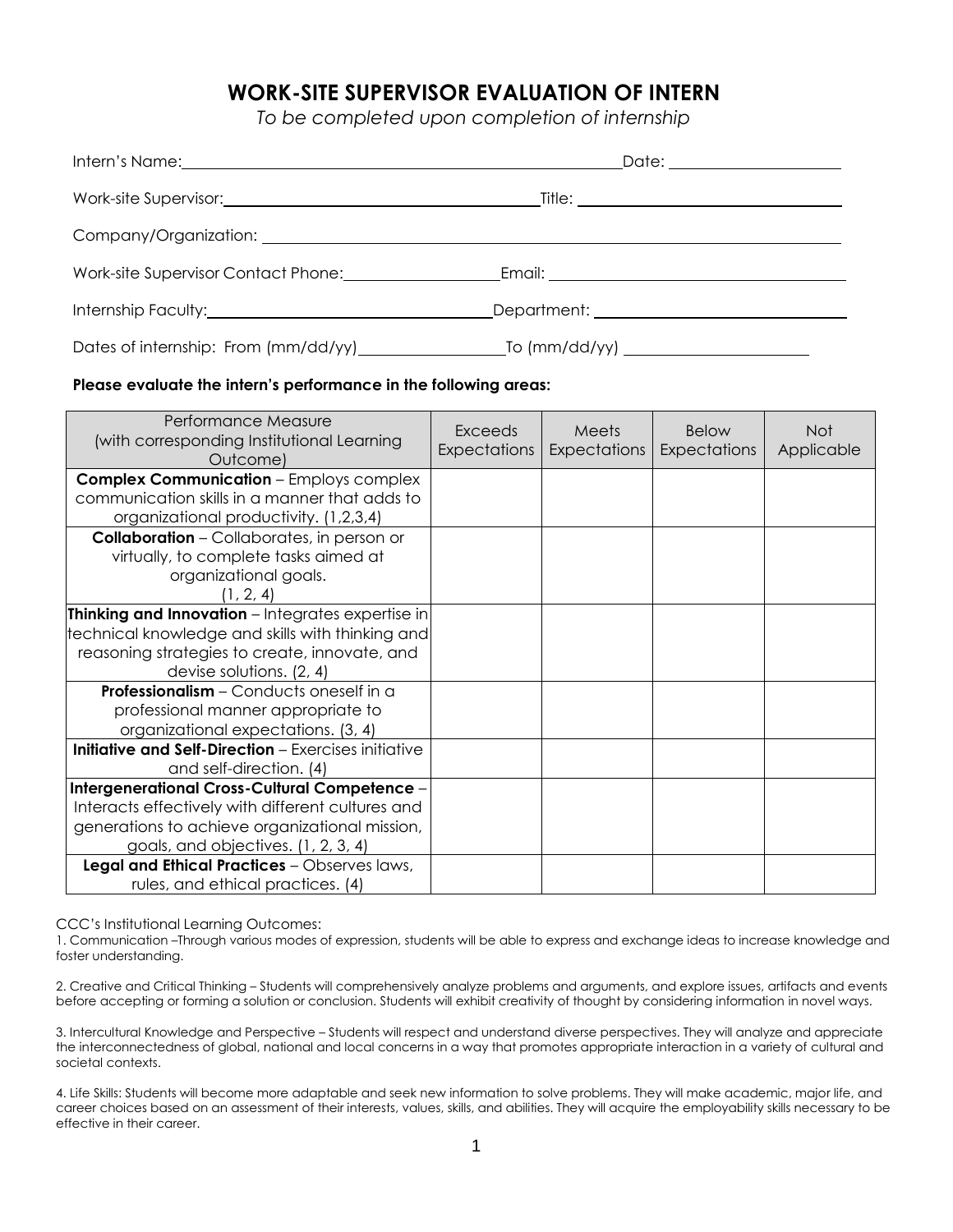# WORK-SITE SUPERVISOR EVALUATION OF INTERN

*To be completed upon completion of internship*

Intern's Name: ______________________________ Date: ____________

Work-site Supervisor: ______________________ Title: ____________________

Company/Organization: ______________________________________________

Work-site Supervisor Contact Phone: __________ Email: ____________________

Internship Faculty: ________________________ Department: __________________

Dates of internship: From (mm/dd/yy) __________ To (mm/dd/yy) ______________

**Please evaluate the intern's performance in the following areas:**

| Performance Measure (with corresponding Institutional Learning Outcome) | Exceeds Expectations | Meets Expectations | Below Expectations | Not Applicable |
|---|---|---|---|---|
| **Complex Communication** – Employs complex communication skills in a manner that adds to organizational productivity. (1,2,3,4) | | | | |
| **Collaboration** – Collaborates, in person or virtually, to complete tasks aimed at organizational goals. (1, 2, 4) | | | | |
| **Thinking and Innovation** – Integrates expertise in technical knowledge and skills with thinking and reasoning strategies to create, innovate, and devise solutions. (2, 4) | | | | |
| **Professionalism** – Conducts oneself in a professional manner appropriate to organizational expectations. (3, 4) | | | | |
| **Initiative and Self-Direction** – Exercises initiative and self-direction. (4) | | | | |
| **Intergenerational Cross-Cultural Competence** – Interacts effectively with different cultures and generations to achieve organizational mission, goals, and objectives. (1, 2, 3, 4) | | | | |
| **Legal and Ethical Practices** – Observes laws, rules, and ethical practices. (4) | | | | |

CCC's Institutional Learning Outcomes:

1. Communication –Through various modes of expression, students will be able to express and exchange ideas to increase knowledge and foster understanding.

2. Creative and Critical Thinking – Students will comprehensively analyze problems and arguments, and explore issues, artifacts and events before accepting or forming a solution or conclusion. Students will exhibit creativity of thought by considering information in novel ways.

3. Intercultural Knowledge and Perspective – Students will respect and understand diverse perspectives. They will analyze and appreciate the interconnectedness of global, national and local concerns in a way that promotes appropriate interaction in a variety of cultural and societal contexts.

4. Life Skills: Students will become more adaptable and seek new information to solve problems. They will make academic, major life, and career choices based on an assessment of their interests, values, skills, and abilities. They will acquire the employability skills necessary to be effective in their career.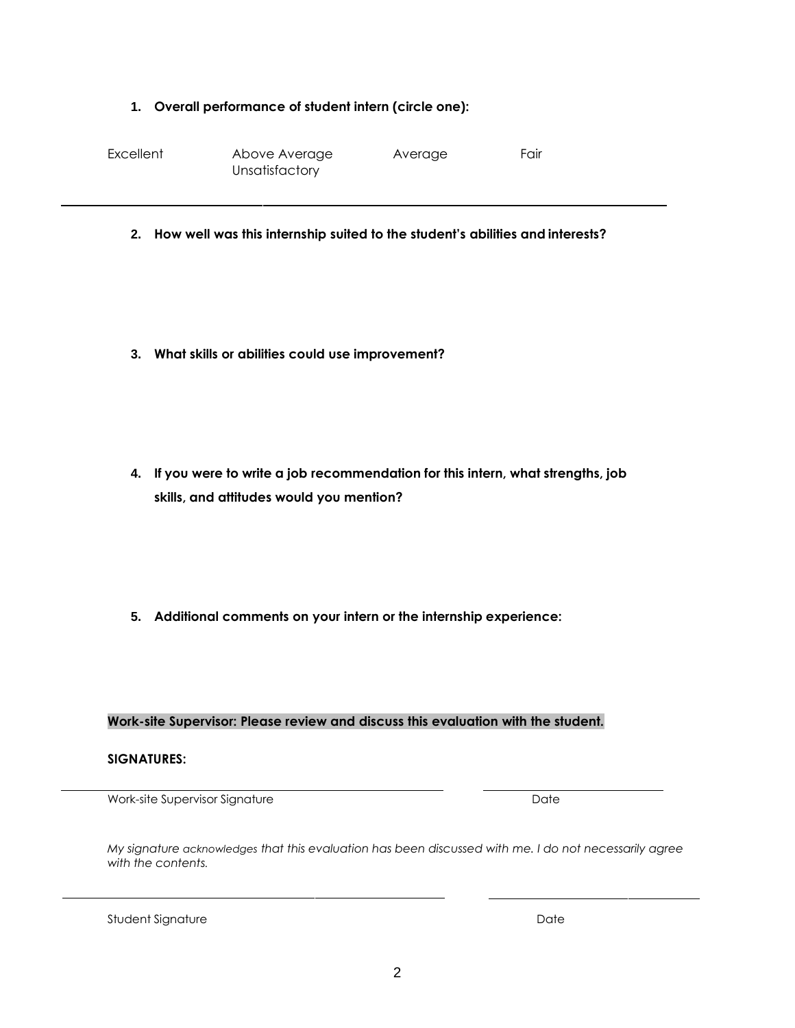1. **Overall performance of student intern (circle one):**

Excellent Above Average Average Fair Unsatisfactory

---

2. **How well was this internship suited to the student's abilities and interests?**

3. **What skills or abilities could use improvement?**

4. **If you were to write a job recommendation for this intern, what strengths, job skills, and attitudes would you mention?**

5. **Additional comments on your intern or the internship experience:**

**Work-site Supervisor: Please review and discuss this evaluation with the student.**

**SIGNATURES:**

\_\_\_\_\_\_\_\_\_\_\_\_\_\_\_\_\_\_\_\_\_\_\_\_\_\_\_\_\_\_\_\_\_\_\_\_ \_\_\_\_\_\_\_\_\_\_\_\_\_\_\_\_\_\_\_\_

Work-site Supervisor Signature Date

*My signature acknowledges that this evaluation has been discussed with me. I do not necessarily agree with the contents.*

\_\_\_\_\_\_\_\_\_\_\_\_\_\_\_\_\_\_\_\_\_\_\_\_\_\_\_\_\_\_\_\_\_\_\_\_ \_\_\_\_\_\_\_\_\_\_\_\_\_\_\_\_\_\_\_\_

Student Signature Date